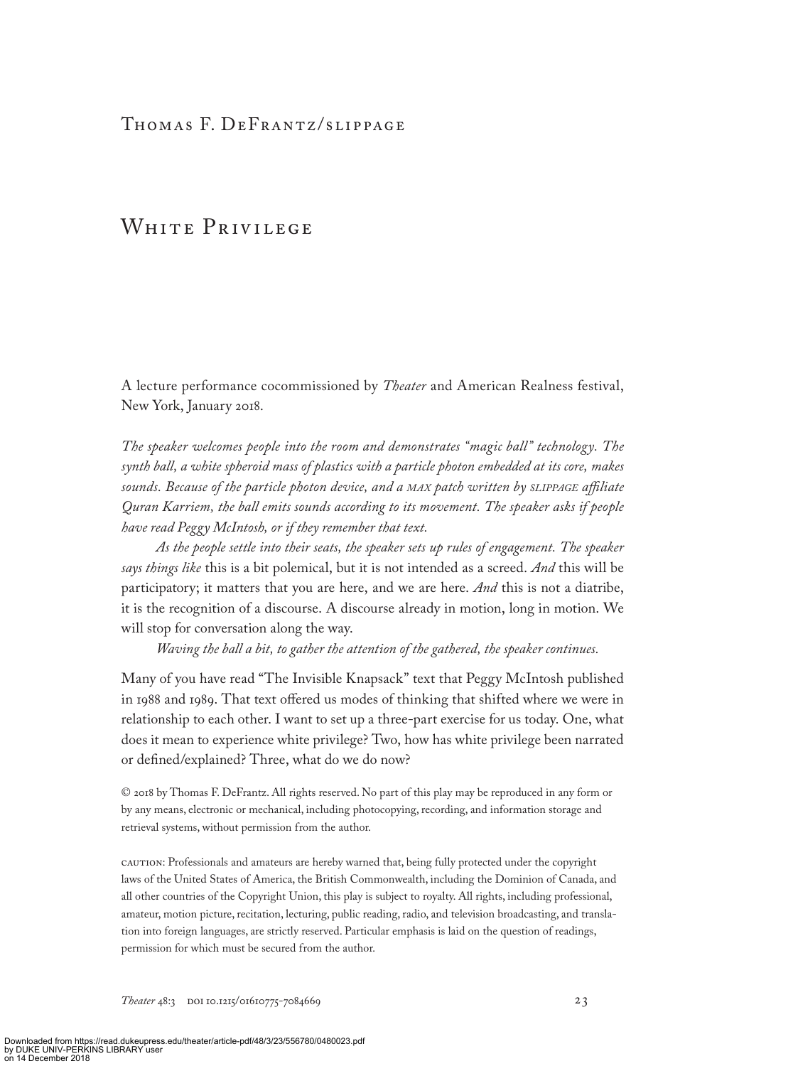Thomas F. DeFrantz/slippage

# White Privilege

A lecture performance cocommissioned by *Theater* and American Realness festival, New York, January 2018.

*The speaker welcomes people into the room and demonstrates "magic ball" technology. The synth ball, a white spheroid mass of plastics with a particle photon embedded at its core, makes sounds. Because of the particle photon device, and a MAX patch written by SLIPPAGE affiliate Quran Karriem, the ball emits sounds according to its movement. The speaker asks if people have read Peggy McIntosh, or if they remember that text.*

*As the people settle into their seats, the speaker sets up rules of engagement. The speaker says things like* this is a bit polemical, but it is not intended as a screed. *And* this will be participatory; it matters that you are here, and we are here. *And* this is not a diatribe, it is the recognition of a discourse. A discourse already in motion, long in motion. We will stop for conversation along the way.

*Waving the ball a bit, to gather the attention of the gathered, the speaker continues.*

Many of you have read "The Invisible Knapsack" text that Peggy McIntosh published in 1988 and 1989. That text offered us modes of thinking that shifted where we were in relationship to each other. I want to set up a three-part exercise for us today. One, what does it mean to experience white privilege? Two, how has white privilege been narrated or defined/explained? Three, what do we do now?

© 2018 by Thomas F. DeFrantz. All rights reserved. No part of this play may be reproduced in any form or by any means, electronic or mechanical, including photocopying, recording, and information storage and retrieval systems, without permission from the author.

CAUTION: Professionals and amateurs are hereby warned that, being fully protected under the copyright laws of the United States of America, the British Commonwealth, including the Dominion of Canada, and all other countries of the Copyright Union, this play is subject to royalty. All rights, including professional, amateur, motion picture, recitation, lecturing, public reading, radio, and television broadcasting, and translation into foreign languages, are strictly reserved. Particular emphasis is laid on the question of readings, permission for which must be secured from the author.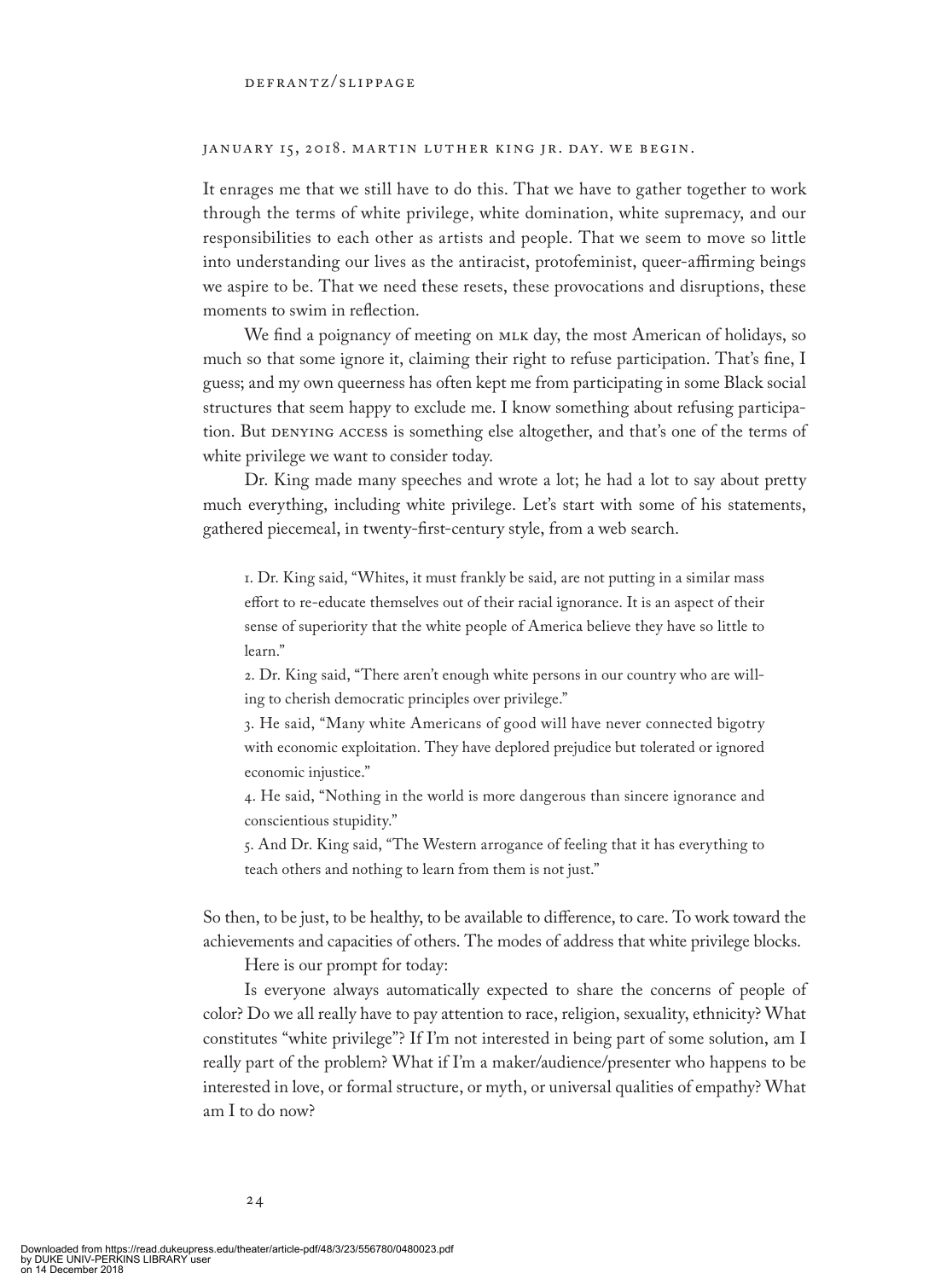JANUARY 15, 2018. MARTIN LUTHER KING JR. DAY. WE BEGIN.

It enrages me that we still have to do this. That we have to gather together to work through the terms of white privilege, white domination, white supremacy, and our responsibilities to each other as artists and people. That we seem to move so little into understanding our lives as the antiracist, protofeminist, queer-affirming beings we aspire to be. That we need these resets, these provocations and disruptions, these moments to swim in reflection.

We find a poignancy of meeting on MLK day, the most American of holidays, so much so that some ignore it, claiming their right to refuse participation. That's fine, I guess; and my own queerness has often kept me from participating in some Black social structures that seem happy to exclude me. I know something about refusing participation. But DENYING ACCESS is something else altogether, and that's one of the terms of white privilege we want to consider today.

Dr. King made many speeches and wrote a lot; he had a lot to say about pretty much everything, including white privilege. Let's start with some of his statements, gathered piecemeal, in twenty-first-century style, from a web search.

> 1. Dr. King said, "Whites, it must frankly be said, are not putting in a similar mass effort to re-educate themselves out of their racial ignorance. It is an aspect of their sense of superiority that the white people of America believe they have so little to learn."
> 2. Dr. King said, "There aren't enough white persons in our country who are willing to cherish democratic principles over privilege."
> 3. He said, "Many white Americans of good will have never connected bigotry with economic exploitation. They have deplored prejudice but tolerated or ignored economic injustice."
> 4. He said, "Nothing in the world is more dangerous than sincere ignorance and conscientious stupidity."
> 5. And Dr. King said, "The Western arrogance of feeling that it has everything to teach others and nothing to learn from them is not just."

So then, to be just, to be healthy, to be available to difference, to care. To work toward the achievements and capacities of others. The modes of address that white privilege blocks.

Here is our prompt for today:

Is everyone always automatically expected to share the concerns of people of color? Do we all really have to pay attention to race, religion, sexuality, ethnicity? What constitutes "white privilege"? If I'm not interested in being part of some solution, am I really part of the problem? What if I'm a maker/audience/presenter who happens to be interested in love, or formal structure, or myth, or universal qualities of empathy? What am I to do now?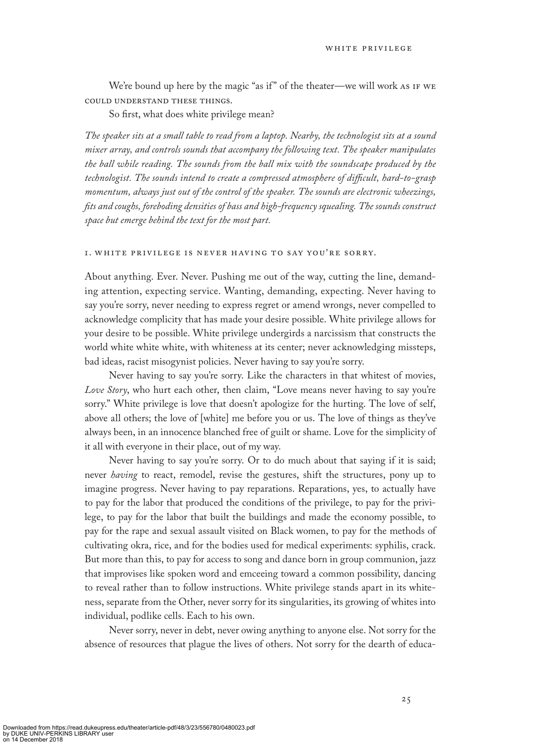We're bound up here by the magic "as if" of the theater—we will work AS IF WE COULD UNDERSTAND THESE THINGS.

So first, what does white privilege mean?

*The speaker sits at a small table to read from a laptop. Nearby, the technologist sits at a sound mixer array, and controls sounds that accompany the following text. The speaker manipulates the ball while reading. The sounds from the ball mix with the soundscape produced by the technologist. The sounds intend to create a compressed atmosphere of difficult, hard-to-grasp momentum, always just out of the control of the speaker. The sounds are electronic wheezings, fits and coughs, foreboding densities of bass and high-frequency squealing. The sounds construct space but emerge behind the text for the most part.*

### 1. WHITE PRIVILEGE IS NEVER HAVING TO SAY YOU'RE SORRY.

About anything. Ever. Never. Pushing me out of the way, cutting the line, demanding attention, expecting service. Wanting, demanding, expecting. Never having to say you're sorry, never needing to express regret or amend wrongs, never compelled to acknowledge complicity that has made your desire possible. White privilege allows for your desire to be possible. White privilege undergirds a narcissism that constructs the world white white white, with whiteness at its center; never acknowledging missteps, bad ideas, racist misogynist policies. Never having to say you're sorry.

Never having to say you're sorry. Like the characters in that whitest of movies, *Love Story*, who hurt each other, then claim, "Love means never having to say you're sorry." White privilege is love that doesn't apologize for the hurting. The love of self, above all others; the love of [white] me before you or us. The love of things as they've always been, in an innocence blanched free of guilt or shame. Love for the simplicity of it all with everyone in their place, out of my way.

Never having to say you're sorry. Or to do much about that saying if it is said; never *having* to react, remodel, revise the gestures, shift the structures, pony up to imagine progress. Never having to pay reparations. Reparations, yes, to actually have to pay for the labor that produced the conditions of the privilege, to pay for the privilege, to pay for the labor that built the buildings and made the economy possible, to pay for the rape and sexual assault visited on Black women, to pay for the methods of cultivating okra, rice, and for the bodies used for medical experiments: syphilis, crack. But more than this, to pay for access to song and dance born in group communion, jazz that improvises like spoken word and emceeing toward a common possibility, dancing to reveal rather than to follow instructions. White privilege stands apart in its whiteness, separate from the Other, never sorry for its singularities, its growing of whites into individual, podlike cells. Each to his own.

Never sorry, never in debt, never owing anything to anyone else. Not sorry for the absence of resources that plague the lives of others. Not sorry for the dearth of educa-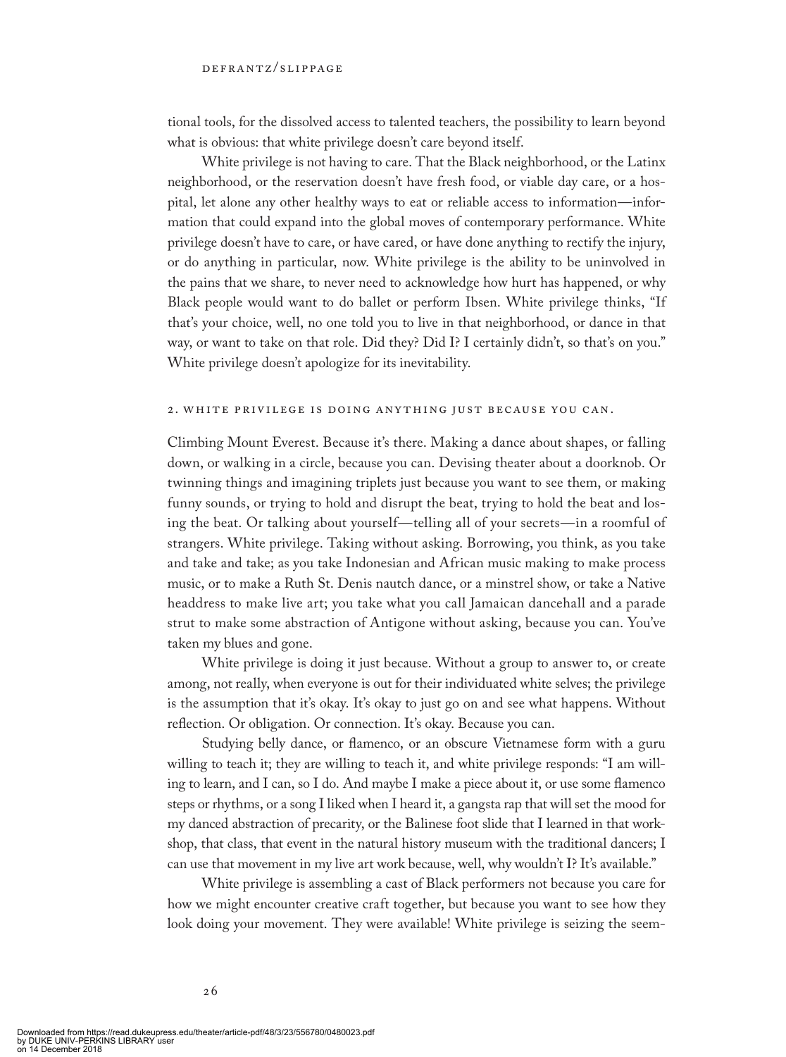tional tools, for the dissolved access to talented teachers, the possibility to learn beyond what is obvious: that white privilege doesn't care beyond itself.

White privilege is not having to care. That the Black neighborhood, or the Latinx neighborhood, or the reservation doesn't have fresh food, or viable day care, or a hospital, let alone any other healthy ways to eat or reliable access to information—information that could expand into the global moves of contemporary performance. White privilege doesn't have to care, or have cared, or have done anything to rectify the injury, or do anything in particular, now. White privilege is the ability to be uninvolved in the pains that we share, to never need to acknowledge how hurt has happened, or why Black people would want to do ballet or perform Ibsen. White privilege thinks, "If that's your choice, well, no one told you to live in that neighborhood, or dance in that way, or want to take on that role. Did they? Did I? I certainly didn't, so that's on you." White privilege doesn't apologize for its inevitability.

## 2. White privilege is doing anything just because you can.

Climbing Mount Everest. Because it's there. Making a dance about shapes, or falling down, or walking in a circle, because you can. Devising theater about a doorknob. Or twinning things and imagining triplets just because you want to see them, or making funny sounds, or trying to hold and disrupt the beat, trying to hold the beat and losing the beat. Or talking about yourself—telling all of your secrets—in a roomful of strangers. White privilege. Taking without asking. Borrowing, you think, as you take and take and take; as you take Indonesian and African music making to make process music, or to make a Ruth St. Denis nautch dance, or a minstrel show, or take a Native headdress to make live art; you take what you call Jamaican dancehall and a parade strut to make some abstraction of Antigone without asking, because you can. You've taken my blues and gone.

White privilege is doing it just because. Without a group to answer to, or create among, not really, when everyone is out for their individuated white selves; the privilege is the assumption that it's okay. It's okay to just go on and see what happens. Without reflection. Or obligation. Or connection. It's okay. Because you can.

Studying belly dance, or flamenco, or an obscure Vietnamese form with a guru willing to teach it; they are willing to teach it, and white privilege responds: "I am willing to learn, and I can, so I do. And maybe I make a piece about it, or use some flamenco steps or rhythms, or a song I liked when I heard it, a gangsta rap that will set the mood for my danced abstraction of precarity, or the Balinese foot slide that I learned in that workshop, that class, that event in the natural history museum with the traditional dancers; I can use that movement in my live art work because, well, why wouldn't I? It's available."

White privilege is assembling a cast of Black performers not because you care for how we might encounter creative craft together, but because you want to see how they look doing your movement. They were available! White privilege is seizing the seem-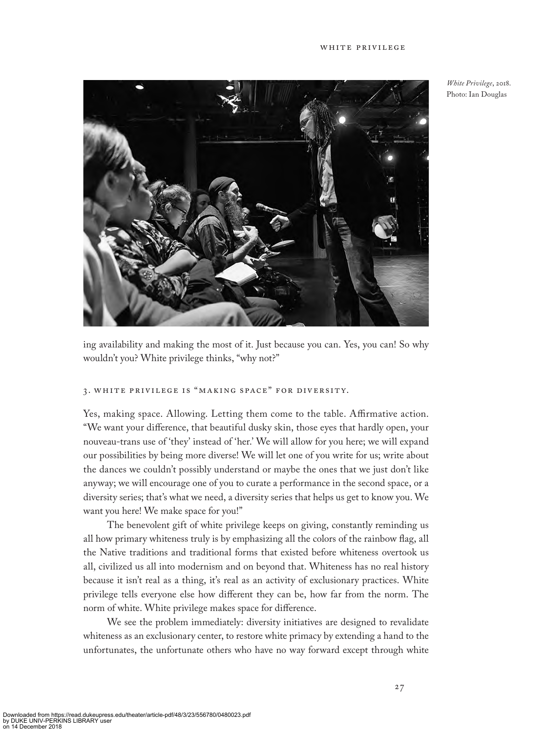*White Privilege*, 2018. Photo: Ian Douglas

ing availability and making the most of it. Just because you can. Yes, you can! So why wouldn't you? White privilege thinks, "why not?"

### 3. WHITE PRIVILEGE IS "MAKING SPACE" FOR DIVERSITY.

Yes, making space. Allowing. Letting them come to the table. Affirmative action. "We want your difference, that beautiful dusky skin, those eyes that hardly open, your nouveau-trans use of 'they' instead of 'her.' We will allow for you here; we will expand our possibilities by being more diverse! We will let one of you write for us; write about the dances we couldn't possibly understand or maybe the ones that we just don't like anyway; we will encourage one of you to curate a performance in the second space, or a diversity series; that's what we need, a diversity series that helps us get to know you. We want you here! We make space for you!"

The benevolent gift of white privilege keeps on giving, constantly reminding us all how primary whiteness truly is by emphasizing all the colors of the rainbow flag, all the Native traditions and traditional forms that existed before whiteness overtook us all, civilized us all into modernism and on beyond that. Whiteness has no real history because it isn't real as a thing, it's real as an activity of exclusionary practices. White privilege tells everyone else how different they can be, how far from the norm. The norm of white. White privilege makes space for difference.

We see the problem immediately: diversity initiatives are designed to revalidate whiteness as an exclusionary center, to restore white primacy by extending a hand to the unfortunates, the unfortunate others who have no way forward except through white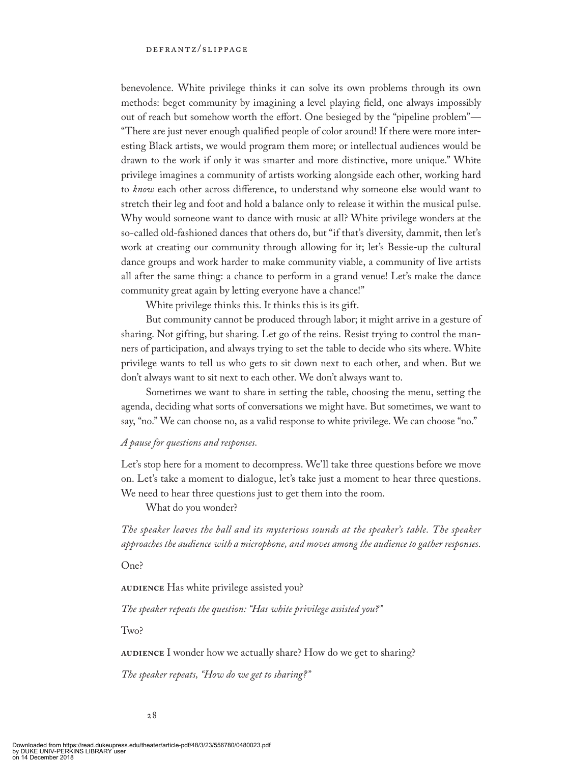benevolence. White privilege thinks it can solve its own problems through its own methods: beget community by imagining a level playing field, one always impossibly out of reach but somehow worth the effort. One besieged by the "pipeline problem"—"There are just never enough qualified people of color around! If there were more interesting Black artists, we would program them more; or intellectual audiences would be drawn to the work if only it was smarter and more distinctive, more unique." White privilege imagines a community of artists working alongside each other, working hard to *know* each other across difference, to understand why someone else would want to stretch their leg and foot and hold a balance only to release it within the musical pulse. Why would someone want to dance with music at all? White privilege wonders at the so-called old-fashioned dances that others do, but "if that's diversity, dammit, then let's work at creating our community through allowing for it; let's Bessie-up the cultural dance groups and work harder to make community viable, a community of live artists all after the same thing: a chance to perform in a grand venue! Let's make the dance community great again by letting everyone have a chance!"

White privilege thinks this. It thinks this is its gift.

But community cannot be produced through labor; it might arrive in a gesture of sharing. Not gifting, but sharing. Let go of the reins. Resist trying to control the manners of participation, and always trying to set the table to decide who sits where. White privilege wants to tell us who gets to sit down next to each other, and when. But we don't always want to sit next to each other. We don't always want to.

Sometimes we want to share in setting the table, choosing the menu, setting the agenda, deciding what sorts of conversations we might have. But sometimes, we want to say, "no." We can choose no, as a valid response to white privilege. We can choose "no."

*A pause for questions and responses.*

Let's stop here for a moment to decompress. We'll take three questions before we move on. Let's take a moment to dialogue, let's take just a moment to hear three questions. We need to hear three questions just to get them into the room.

What do you wonder?

*The speaker leaves the ball and its mysterious sounds at the speaker's table. The speaker approaches the audience with a microphone, and moves among the audience to gather responses.*

One?

**AUDIENCE** Has white privilege assisted you?

*The speaker repeats the question: "Has white privilege assisted you?"*

Two?

**AUDIENCE** I wonder how we actually share? How do we get to sharing?

*The speaker repeats, "How do we get to sharing?"*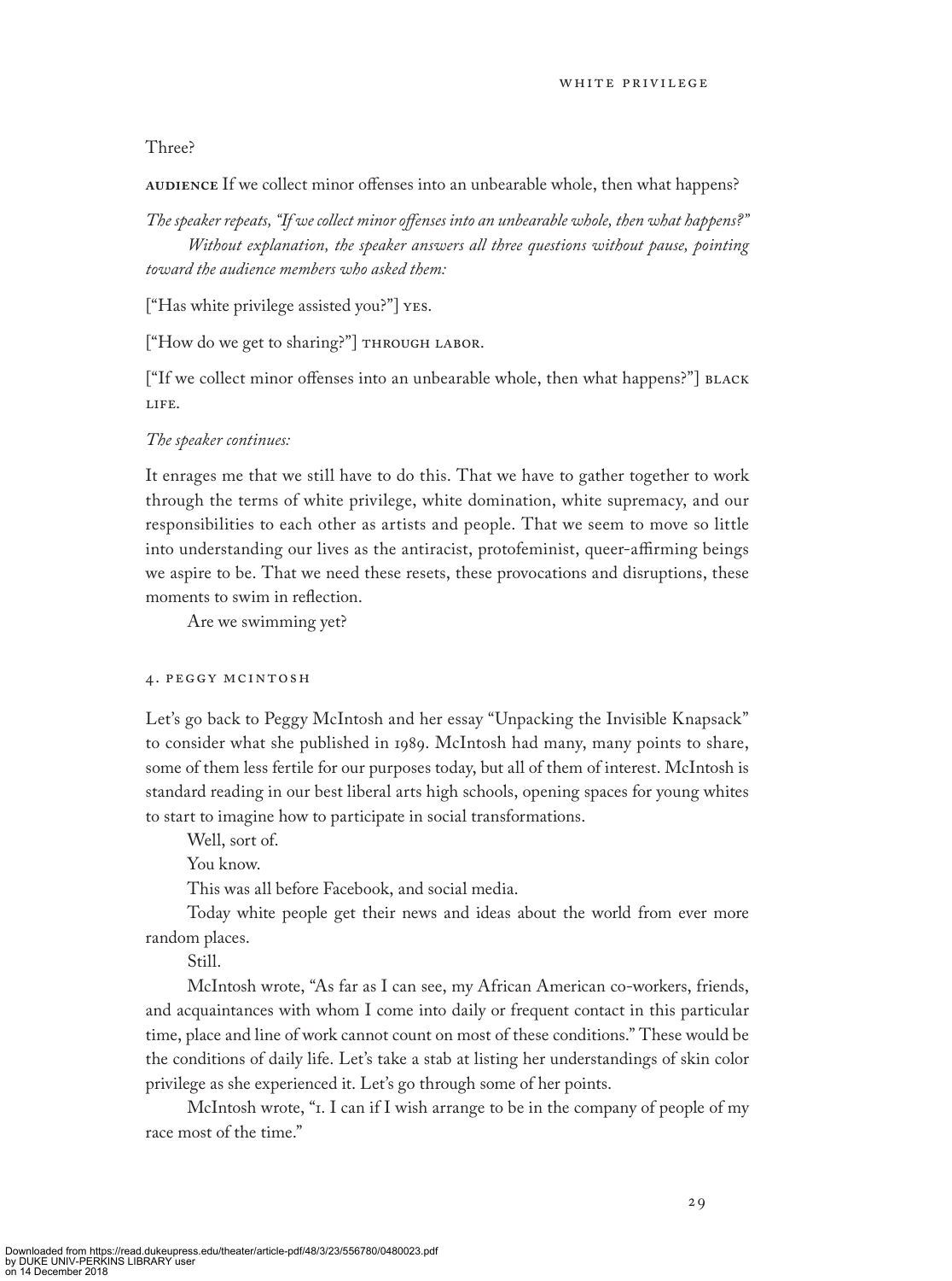Three?

AUDIENCE If we collect minor offenses into an unbearable whole, then what happens?

*The speaker repeats, "If we collect minor offenses into an unbearable whole, then what happens?"*

*Without explanation, the speaker answers all three questions without pause, pointing toward the audience members who asked them:*

["Has white privilege assisted you?"] YES.

["How do we get to sharing?"] THROUGH LABOR.

["If we collect minor offenses into an unbearable whole, then what happens?"] BLACK LIFE.

*The speaker continues:*

It enrages me that we still have to do this. That we have to gather together to work through the terms of white privilege, white domination, white supremacy, and our responsibilities to each other as artists and people. That we seem to move so little into understanding our lives as the antiracist, protofeminist, queer-affirming beings we aspire to be. That we need these resets, these provocations and disruptions, these moments to swim in reflection.

Are we swimming yet?

## 4. PEGGY MCINTOSH

Let's go back to Peggy McIntosh and her essay "Unpacking the Invisible Knapsack" to consider what she published in 1989. McIntosh had many, many points to share, some of them less fertile for our purposes today, but all of them of interest. McIntosh is standard reading in our best liberal arts high schools, opening spaces for young whites to start to imagine how to participate in social transformations.

Well, sort of.

You know.

This was all before Facebook, and social media.

Today white people get their news and ideas about the world from ever more random places.

Still.

McIntosh wrote, "As far as I can see, my African American co-workers, friends, and acquaintances with whom I come into daily or frequent contact in this particular time, place and line of work cannot count on most of these conditions." These would be the conditions of daily life. Let's take a stab at listing her understandings of skin color privilege as she experienced it. Let's go through some of her points.

McIntosh wrote, "1. I can if I wish arrange to be in the company of people of my race most of the time."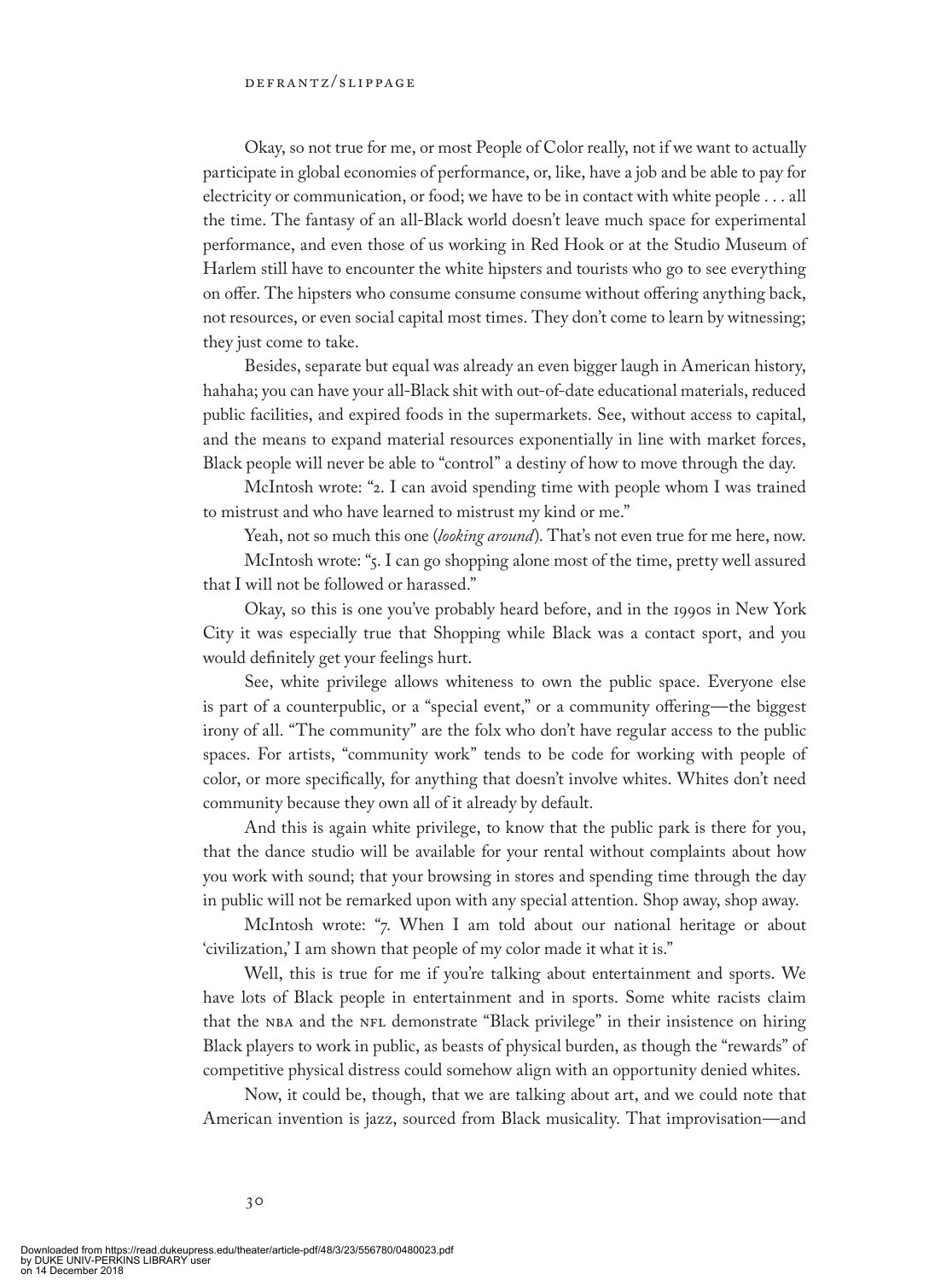Okay, so not true for me, or most People of Color really, not if we want to actually participate in global economies of performance, or, like, have a job and be able to pay for electricity or communication, or food; we have to be in contact with white people . . . all the time. The fantasy of an all-Black world doesn't leave much space for experimental performance, and even those of us working in Red Hook or at the Studio Museum of Harlem still have to encounter the white hipsters and tourists who go to see everything on offer. The hipsters who consume consume consume without offering anything back, not resources, or even social capital most times. They don't come to learn by witnessing; they just come to take.

Besides, separate but equal was already an even bigger laugh in American history, hahaha; you can have your all-Black shit with out-of-date educational materials, reduced public facilities, and expired foods in the supermarkets. See, without access to capital, and the means to expand material resources exponentially in line with market forces, Black people will never be able to "control" a destiny of how to move through the day.

McIntosh wrote: "2. I can avoid spending time with people whom I was trained to mistrust and who have learned to mistrust my kind or me."

Yeah, not so much this one (*looking around*). That's not even true for me here, now.

McIntosh wrote: "5. I can go shopping alone most of the time, pretty well assured that I will not be followed or harassed."

Okay, so this is one you've probably heard before, and in the 1990s in New York City it was especially true that Shopping while Black was a contact sport, and you would definitely get your feelings hurt.

See, white privilege allows whiteness to own the public space. Everyone else is part of a counterpublic, or a "special event," or a community offering—the biggest irony of all. "The community" are the folx who don't have regular access to the public spaces. For artists, "community work" tends to be code for working with people of color, or more specifically, for anything that doesn't involve whites. Whites don't need community because they own all of it already by default.

And this is again white privilege, to know that the public park is there for you, that the dance studio will be available for your rental without complaints about how you work with sound; that your browsing in stores and spending time through the day in public will not be remarked upon with any special attention. Shop away, shop away.

McIntosh wrote: "7. When I am told about our national heritage or about 'civilization,' I am shown that people of my color made it what it is."

Well, this is true for me if you're talking about entertainment and sports. We have lots of Black people in entertainment and in sports. Some white racists claim that the NBA and the NFL demonstrate "Black privilege" in their insistence on hiring Black players to work in public, as beasts of physical burden, as though the "rewards" of competitive physical distress could somehow align with an opportunity denied whites.

Now, it could be, though, that we are talking about art, and we could note that American invention is jazz, sourced from Black musicality. That improvisation—and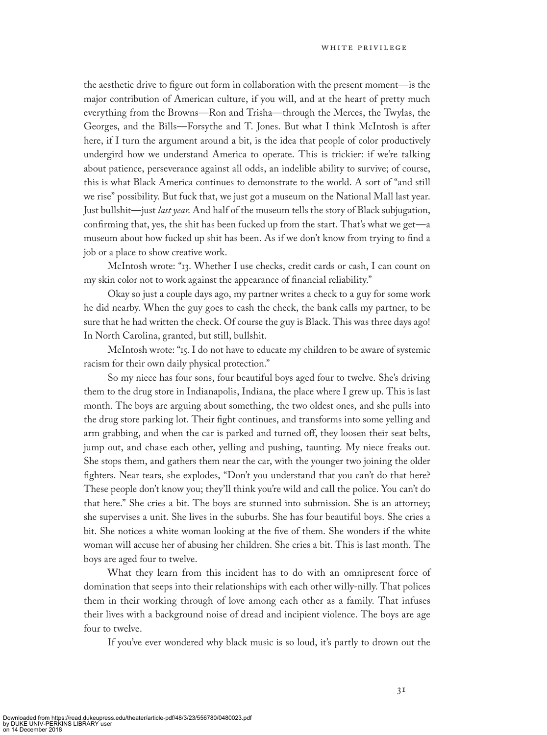the aesthetic drive to figure out form in collaboration with the present moment—is the major contribution of American culture, if you will, and at the heart of pretty much everything from the Browns—Ron and Trisha—through the Merces, the Twylas, the Georges, and the Bills—Forsythe and T. Jones. But what I think McIntosh is after here, if I turn the argument around a bit, is the idea that people of color productively undergird how we understand America to operate. This is trickier: if we're talking about patience, perseverance against all odds, an indelible ability to survive; of course, this is what Black America continues to demonstrate to the world. A sort of "and still we rise" possibility. But fuck that, we just got a museum on the National Mall last year. Just bullshit—just *last year*. And half of the museum tells the story of Black subjugation, confirming that, yes, the shit has been fucked up from the start. That's what we get—a museum about how fucked up shit has been. As if we don't know from trying to find a job or a place to show creative work.

McIntosh wrote: "13. Whether I use checks, credit cards or cash, I can count on my skin color not to work against the appearance of financial reliability."

Okay so just a couple days ago, my partner writes a check to a guy for some work he did nearby. When the guy goes to cash the check, the bank calls my partner, to be sure that he had written the check. Of course the guy is Black. This was three days ago! In North Carolina, granted, but still, bullshit.

McIntosh wrote: "15. I do not have to educate my children to be aware of systemic racism for their own daily physical protection."

So my niece has four sons, four beautiful boys aged four to twelve. She's driving them to the drug store in Indianapolis, Indiana, the place where I grew up. This is last month. The boys are arguing about something, the two oldest ones, and she pulls into the drug store parking lot. Their fight continues, and transforms into some yelling and arm grabbing, and when the car is parked and turned off, they loosen their seat belts, jump out, and chase each other, yelling and pushing, taunting. My niece freaks out. She stops them, and gathers them near the car, with the younger two joining the older fighters. Near tears, she explodes, "Don't you understand that you can't do that here? These people don't know you; they'll think you're wild and call the police. You can't do that here." She cries a bit. The boys are stunned into submission. She is an attorney; she supervises a unit. She lives in the suburbs. She has four beautiful boys. She cries a bit. She notices a white woman looking at the five of them. She wonders if the white woman will accuse her of abusing her children. She cries a bit. This is last month. The boys are aged four to twelve.

What they learn from this incident has to do with an omnipresent force of domination that seeps into their relationships with each other willy-nilly. That polices them in their working through of love among each other as a family. That infuses their lives with a background noise of dread and incipient violence. The boys are age four to twelve.

If you've ever wondered why black music is so loud, it's partly to drown out the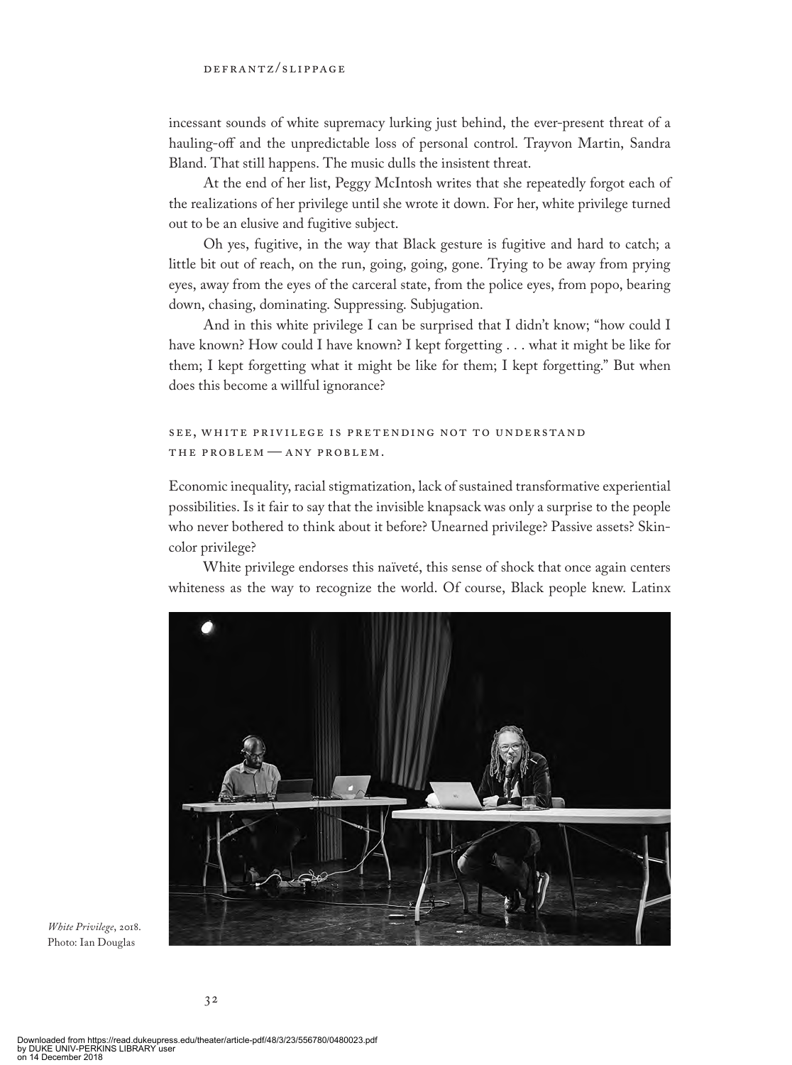incessant sounds of white supremacy lurking just behind, the ever-present threat of a hauling-off and the unpredictable loss of personal control. Trayvon Martin, Sandra Bland. That still happens. The music dulls the insistent threat.

At the end of her list, Peggy McIntosh writes that she repeatedly forgot each of the realizations of her privilege until she wrote it down. For her, white privilege turned out to be an elusive and fugitive subject.

Oh yes, fugitive, in the way that Black gesture is fugitive and hard to catch; a little bit out of reach, on the run, going, going, gone. Trying to be away from prying eyes, away from the eyes of the carceral state, from the police eyes, from popo, bearing down, chasing, dominating. Suppressing. Subjugation.

And in this white privilege I can be surprised that I didn't know; "how could I have known? How could I have known? I kept forgetting . . . what it might be like for them; I kept forgetting what it might be like for them; I kept forgetting." But when does this become a willful ignorance?

SEE, WHITE PRIVILEGE IS PRETENDING NOT TO UNDERSTAND THE PROBLEM — ANY PROBLEM.

Economic inequality, racial stigmatization, lack of sustained transformative experiential possibilities. Is it fair to say that the invisible knapsack was only a surprise to the people who never bothered to think about it before? Unearned privilege? Passive assets? Skin-color privilege?

White privilege endorses this naïveté, this sense of shock that once again centers whiteness as the way to recognize the world. Of course, Black people knew. Latinx

*White Privilege*, 2018. Photo: Ian Douglas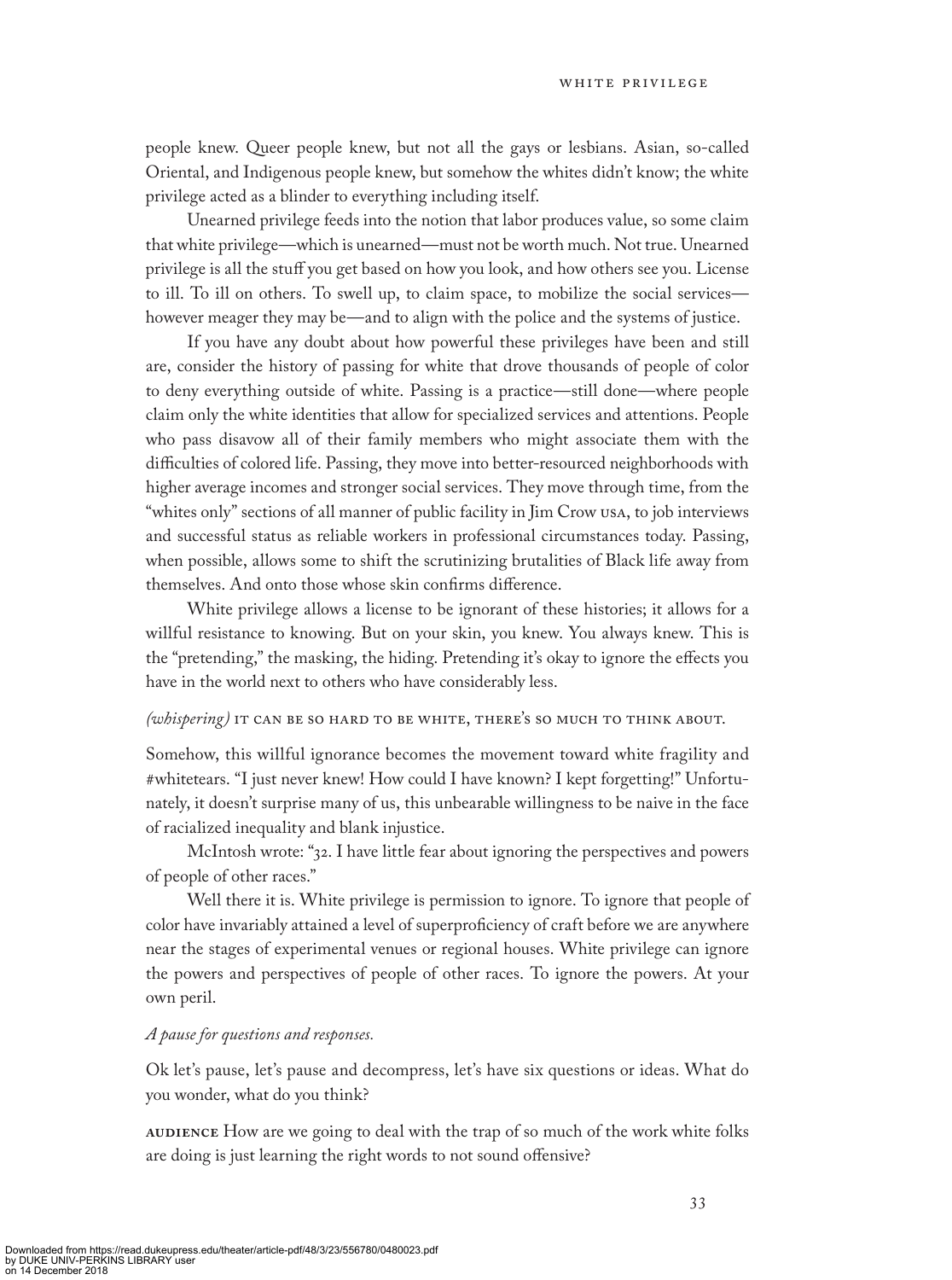people knew. Queer people knew, but not all the gays or lesbians. Asian, so-called Oriental, and Indigenous people knew, but somehow the whites didn't know; the white privilege acted as a blinder to everything including itself.

Unearned privilege feeds into the notion that labor produces value, so some claim that white privilege—which is unearned—must not be worth much. Not true. Unearned privilege is all the stuff you get based on how you look, and how others see you. License to ill. To ill on others. To swell up, to claim space, to mobilize the social services—however meager they may be—and to align with the police and the systems of justice.

If you have any doubt about how powerful these privileges have been and still are, consider the history of passing for white that drove thousands of people of color to deny everything outside of white. Passing is a practice—still done—where people claim only the white identities that allow for specialized services and attentions. People who pass disavow all of their family members who might associate them with the difficulties of colored life. Passing, they move into better-resourced neighborhoods with higher average incomes and stronger social services. They move through time, from the "whites only" sections of all manner of public facility in Jim Crow USA, to job interviews and successful status as reliable workers in professional circumstances today. Passing, when possible, allows some to shift the scrutinizing brutalities of Black life away from themselves. And onto those whose skin confirms difference.

White privilege allows a license to be ignorant of these histories; it allows for a willful resistance to knowing. But on your skin, you knew. You always knew. This is the "pretending," the masking, the hiding. Pretending it's okay to ignore the effects you have in the world next to others who have considerably less.

*(whispering)* IT CAN BE SO HARD TO BE WHITE, THERE'S SO MUCH TO THINK ABOUT.

Somehow, this willful ignorance becomes the movement toward white fragility and #whitetears. "I just never knew! How could I have known? I kept forgetting!" Unfortunately, it doesn't surprise many of us, this unbearable willingness to be naive in the face of racialized inequality and blank injustice.

McIntosh wrote: "32. I have little fear about ignoring the perspectives and powers of people of other races."

Well there it is. White privilege is permission to ignore. To ignore that people of color have invariably attained a level of superproficiency of craft before we are anywhere near the stages of experimental venues or regional houses. White privilege can ignore the powers and perspectives of people of other races. To ignore the powers. At your own peril.

*A pause for questions and responses.*

Ok let's pause, let's pause and decompress, let's have six questions or ideas. What do you wonder, what do you think?

AUDIENCE How are we going to deal with the trap of so much of the work white folks are doing is just learning the right words to not sound offensive?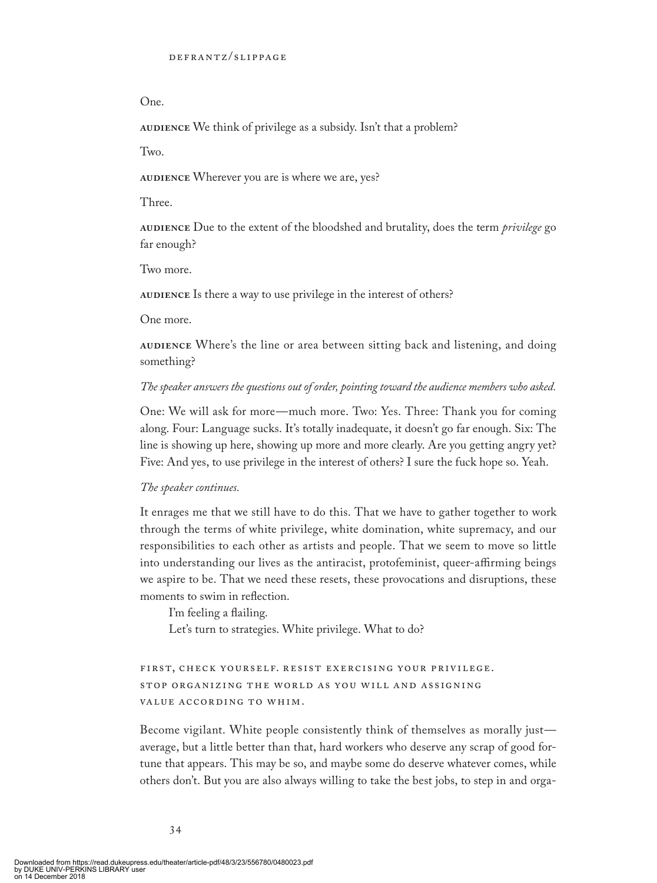One.

**AUDIENCE** We think of privilege as a subsidy. Isn't that a problem?

Two.

**AUDIENCE** Wherever you are is where we are, yes?

Three.

**AUDIENCE** Due to the extent of the bloodshed and brutality, does the term *privilege* go far enough?

Two more.

**AUDIENCE** Is there a way to use privilege in the interest of others?

One more.

**AUDIENCE** Where's the line or area between sitting back and listening, and doing something?

*The speaker answers the questions out of order, pointing toward the audience members who asked.*

One: We will ask for more—much more. Two: Yes. Three: Thank you for coming along. Four: Language sucks. It's totally inadequate, it doesn't go far enough. Six: The line is showing up here, showing up more and more clearly. Are you getting angry yet? Five: And yes, to use privilege in the interest of others? I sure the fuck hope so. Yeah.

*The speaker continues.*

It enrages me that we still have to do this. That we have to gather together to work through the terms of white privilege, white domination, white supremacy, and our responsibilities to each other as artists and people. That we seem to move so little into understanding our lives as the antiracist, protofeminist, queer-affirming beings we aspire to be. That we need these resets, these provocations and disruptions, these moments to swim in reflection.

I'm feeling a flailing.

Let's turn to strategies. White privilege. What to do?

FIRST, CHECK YOURSELF. RESIST EXERCISING YOUR PRIVILEGE. STOP ORGANIZING THE WORLD AS YOU WILL AND ASSIGNING VALUE ACCORDING TO WHIM.

Become vigilant. White people consistently think of themselves as morally just—average, but a little better than that, hard workers who deserve any scrap of good fortune that appears. This may be so, and maybe some do deserve whatever comes, while others don't. But you are also always willing to take the best jobs, to step in and orga-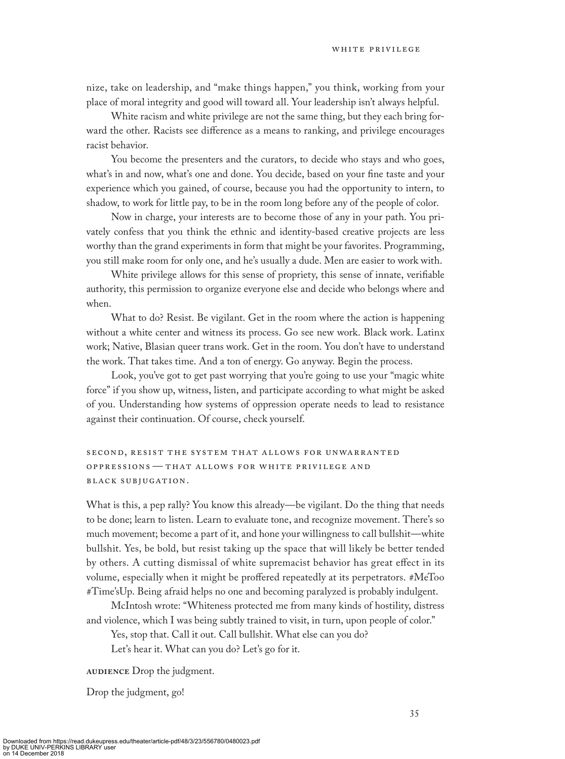nize, take on leadership, and "make things happen," you think, working from your place of moral integrity and good will toward all. Your leadership isn't always helpful.

White racism and white privilege are not the same thing, but they each bring forward the other. Racists see difference as a means to ranking, and privilege encourages racist behavior.

You become the presenters and the curators, to decide who stays and who goes, what's in and now, what's one and done. You decide, based on your fine taste and your experience which you gained, of course, because you had the opportunity to intern, to shadow, to work for little pay, to be in the room long before any of the people of color.

Now in charge, your interests are to become those of any in your path. You privately confess that you think the ethnic and identity-based creative projects are less worthy than the grand experiments in form that might be your favorites. Programming, you still make room for only one, and he's usually a dude. Men are easier to work with.

White privilege allows for this sense of propriety, this sense of innate, verifiable authority, this permission to organize everyone else and decide who belongs where and when.

What to do? Resist. Be vigilant. Get in the room where the action is happening without a white center and witness its process. Go see new work. Black work. Latinx work; Native, Blasian queer trans work. Get in the room. You don't have to understand the work. That takes time. And a ton of energy. Go anyway. Begin the process.

Look, you've got to get past worrying that you're going to use your "magic white force" if you show up, witness, listen, and participate according to what might be asked of you. Understanding how systems of oppression operate needs to lead to resistance against their continuation. Of course, check yourself.

### SECOND, RESIST THE SYSTEM THAT ALLOWS FOR UNWARRANTED OPPRESSIONS — THAT ALLOWS FOR WHITE PRIVILEGE AND BLACK SUBJUGATION.

What is this, a pep rally? You know this already—be vigilant. Do the thing that needs to be done; learn to listen. Learn to evaluate tone, and recognize movement. There's so much movement; become a part of it, and hone your willingness to call bullshit—white bullshit. Yes, be bold, but resist taking up the space that will likely be better tended by others. A cutting dismissal of white supremacist behavior has great effect in its volume, especially when it might be proffered repeatedly at its perpetrators. #MeToo #Time'sUp. Being afraid helps no one and becoming paralyzed is probably indulgent.

McIntosh wrote: "Whiteness protected me from many kinds of hostility, distress and violence, which I was being subtly trained to visit, in turn, upon people of color."

Yes, stop that. Call it out. Call bullshit. What else can you do?

Let's hear it. What can you do? Let's go for it.

**AUDIENCE** Drop the judgment.

Drop the judgment, go!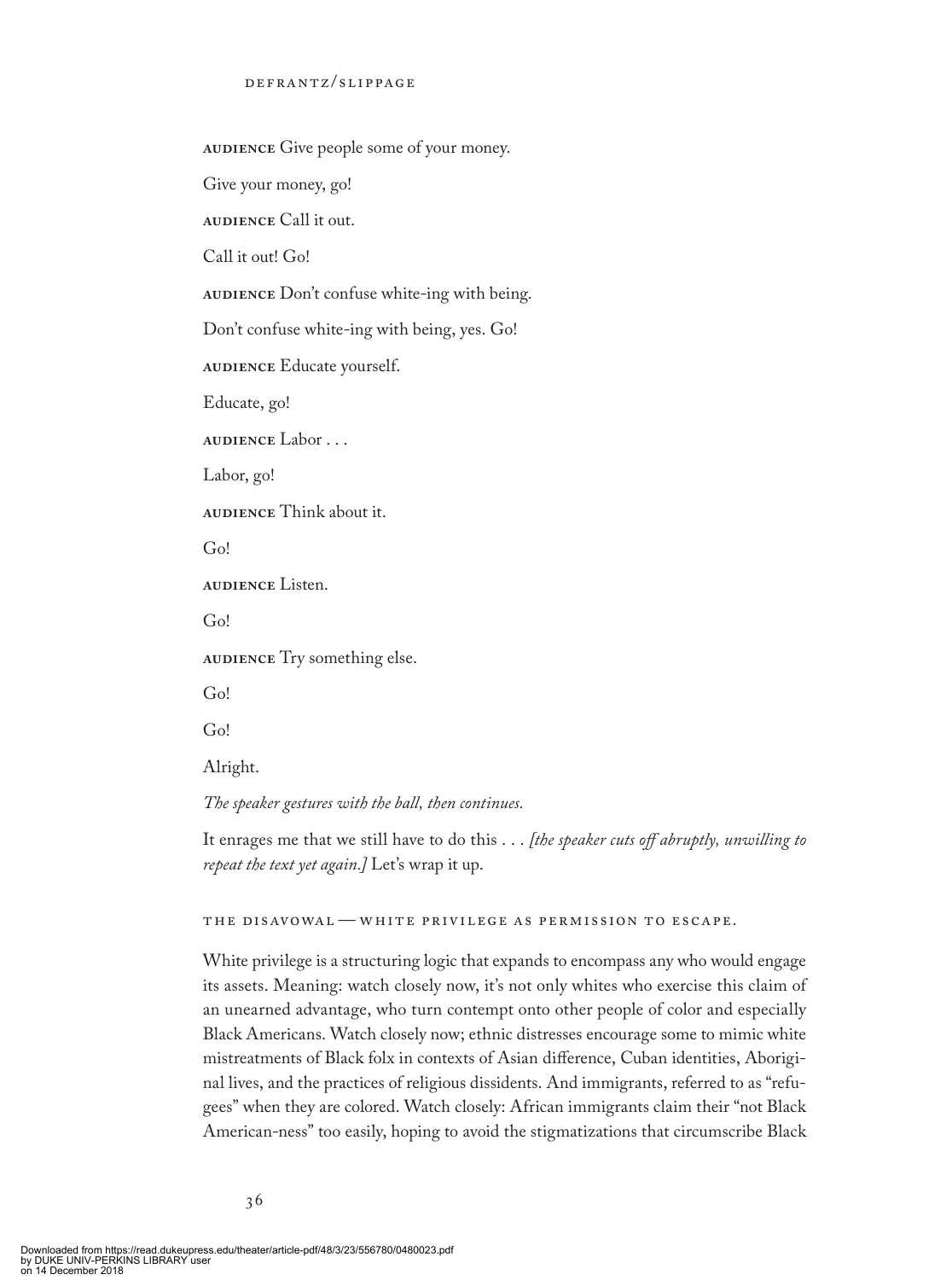**AUDIENCE** Give people some of your money.

Give your money, go!

**AUDIENCE** Call it out.

Call it out! Go!

**AUDIENCE** Don't confuse white-ing with being.

Don't confuse white-ing with being, yes. Go!

**AUDIENCE** Educate yourself.

Educate, go!

**AUDIENCE** Labor . . .

Labor, go!

**AUDIENCE** Think about it.

Go!

**AUDIENCE** Listen.

Go!

**AUDIENCE** Try something else.

Go!

Go!

Alright.

*The speaker gestures with the ball, then continues.*

It enrages me that we still have to do this . . . *[the speaker cuts off abruptly, unwilling to repeat the text yet again.]* Let's wrap it up.

## THE DISAVOWAL — WHITE PRIVILEGE AS PERMISSION TO ESCAPE.

White privilege is a structuring logic that expands to encompass any who would engage its assets. Meaning: watch closely now, it's not only whites who exercise this claim of an unearned advantage, who turn contempt onto other people of color and especially Black Americans. Watch closely now; ethnic distresses encourage some to mimic white mistreatments of Black folx in contexts of Asian difference, Cuban identities, Aboriginal lives, and the practices of religious dissidents. And immigrants, referred to as "refugees" when they are colored. Watch closely: African immigrants claim their "not Black American-ness" too easily, hoping to avoid the stigmatizations that circumscribe Black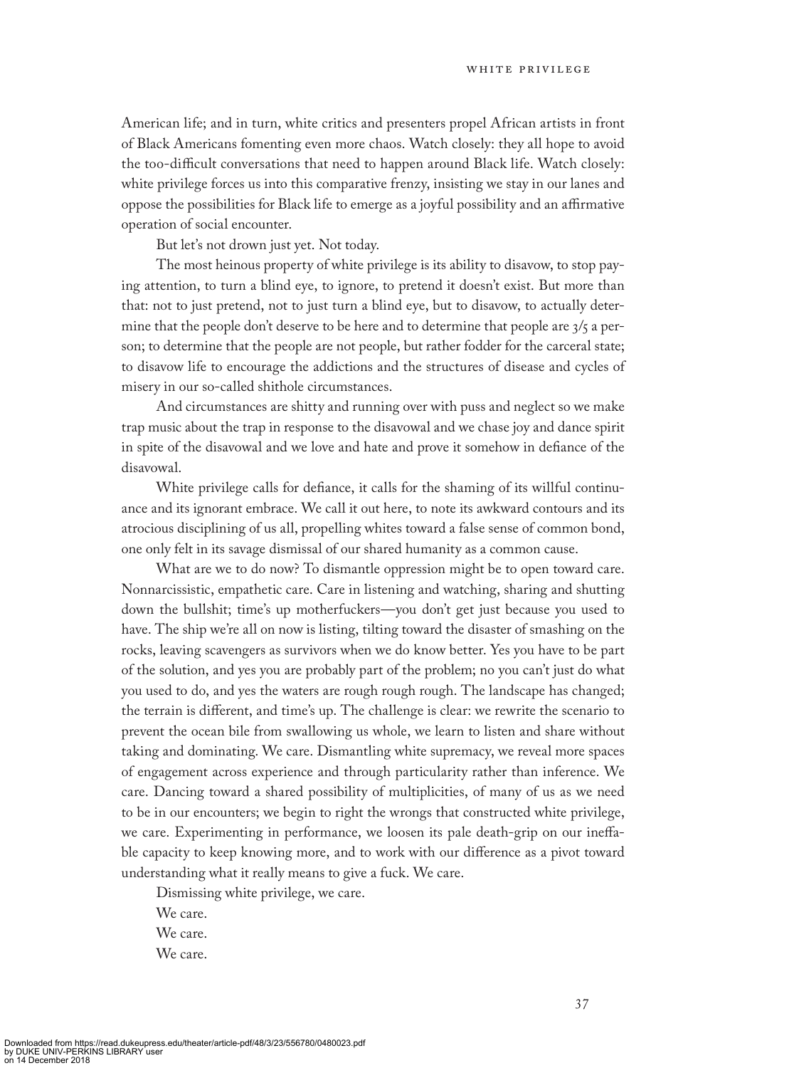American life; and in turn, white critics and presenters propel African artists in front of Black Americans fomenting even more chaos. Watch closely: they all hope to avoid the too-difficult conversations that need to happen around Black life. Watch closely: white privilege forces us into this comparative frenzy, insisting we stay in our lanes and oppose the possibilities for Black life to emerge as a joyful possibility and an affirmative operation of social encounter.

But let's not drown just yet. Not today.

The most heinous property of white privilege is its ability to disavow, to stop paying attention, to turn a blind eye, to ignore, to pretend it doesn't exist. But more than that: not to just pretend, not to just turn a blind eye, but to disavow, to actually determine that the people don't deserve to be here and to determine that people are 3/5 a person; to determine that the people are not people, but rather fodder for the carceral state; to disavow life to encourage the addictions and the structures of disease and cycles of misery in our so-called shithole circumstances.

And circumstances are shitty and running over with puss and neglect so we make trap music about the trap in response to the disavowal and we chase joy and dance spirit in spite of the disavowal and we love and hate and prove it somehow in defiance of the disavowal.

White privilege calls for defiance, it calls for the shaming of its willful continuance and its ignorant embrace. We call it out here, to note its awkward contours and its atrocious disciplining of us all, propelling whites toward a false sense of common bond, one only felt in its savage dismissal of our shared humanity as a common cause.

What are we to do now? To dismantle oppression might be to open toward care. Nonnarcissistic, empathetic care. Care in listening and watching, sharing and shutting down the bullshit; time's up motherfuckers—you don't get just because you used to have. The ship we're all on now is listing, tilting toward the disaster of smashing on the rocks, leaving scavengers as survivors when we do know better. Yes you have to be part of the solution, and yes you are probably part of the problem; no you can't just do what you used to do, and yes the waters are rough rough rough. The landscape has changed; the terrain is different, and time's up. The challenge is clear: we rewrite the scenario to prevent the ocean bile from swallowing us whole, we learn to listen and share without taking and dominating. We care. Dismantling white supremacy, we reveal more spaces of engagement across experience and through particularity rather than inference. We care. Dancing toward a shared possibility of multiplicities, of many of us as we need to be in our encounters; we begin to right the wrongs that constructed white privilege, we care. Experimenting in performance, we loosen its pale death-grip on our ineffable capacity to keep knowing more, and to work with our difference as a pivot toward understanding what it really means to give a fuck. We care.

Dismissing white privilege, we care.

We care.

We care.

We care.